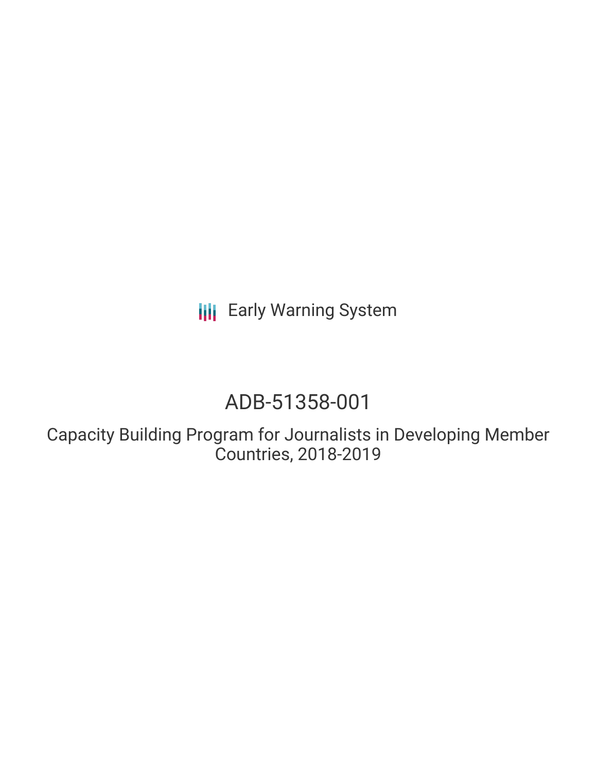Early Warning System

# ADB-51358-001

## Capacity Building Program for Journalists in Developing Member Countries, 2018-2019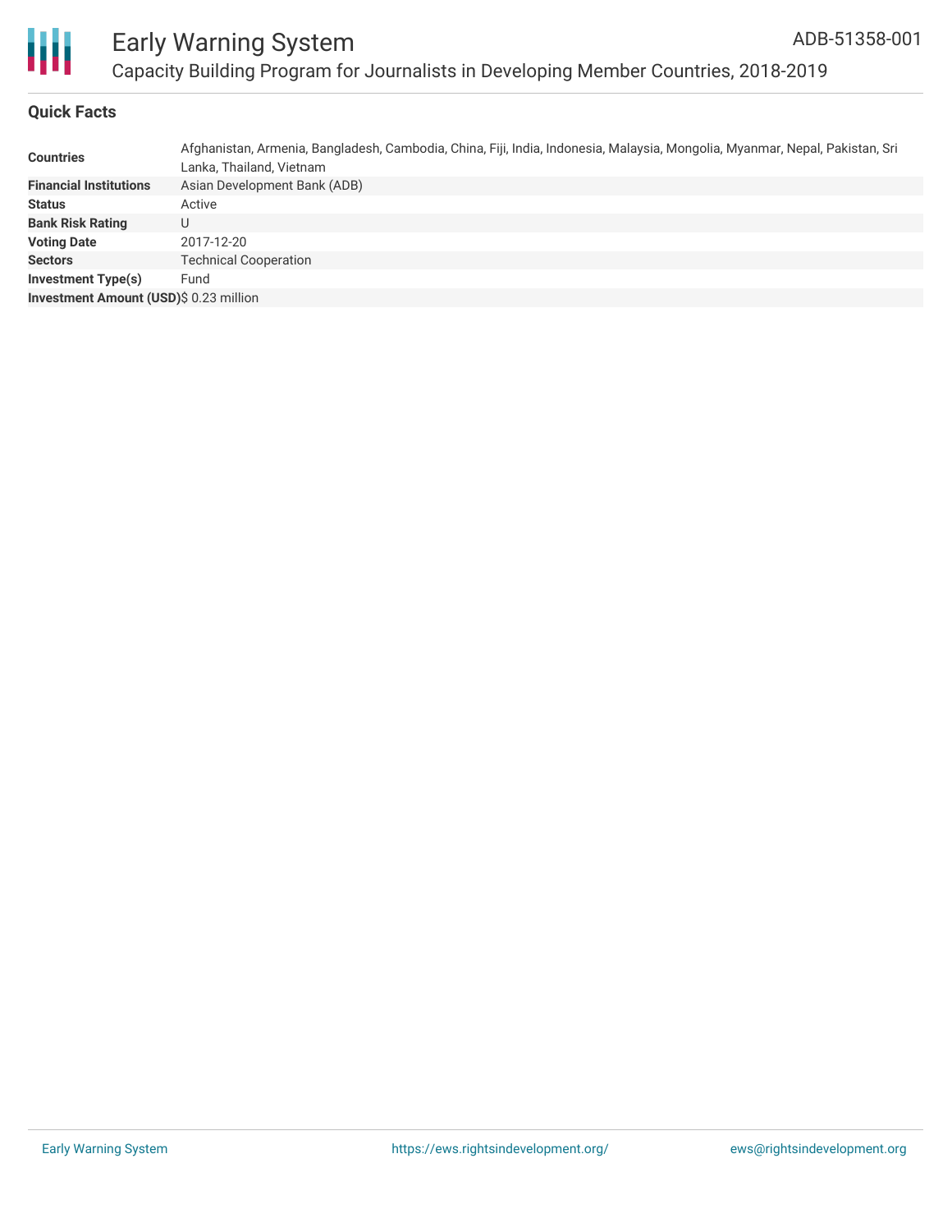## Quick Facts

| | |
|---|---|
| **Countries** | Afghanistan, Armenia, Bangladesh, Cambodia, China, Fiji, India, Indonesia, Malaysia, Mongolia, Myanmar, Nepal, Pakistan, Sri Lanka, Thailand, Vietnam |
| **Financial Institutions** | Asian Development Bank (ADB) |
| **Status** | Active |
| **Bank Risk Rating** | U |
| **Voting Date** | 2017-12-20 |
| **Sectors** | Technical Cooperation |
| **Investment Type(s)** | Fund |
| **Investment Amount (USD)** | $ 0.23 million |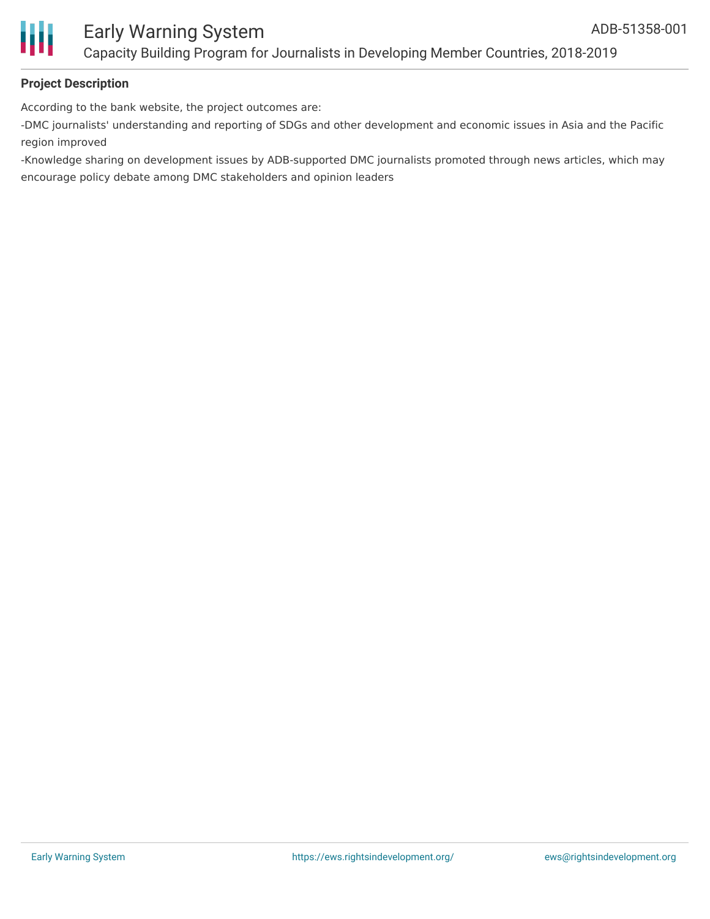**Project Description**

According to the bank website, the project outcomes are:

-DMC journalists' understanding and reporting of SDGs and other development and economic issues in Asia and the Pacific region improved

-Knowledge sharing on development issues by ADB-supported DMC journalists promoted through news articles, which may encourage policy debate among DMC stakeholders and opinion leaders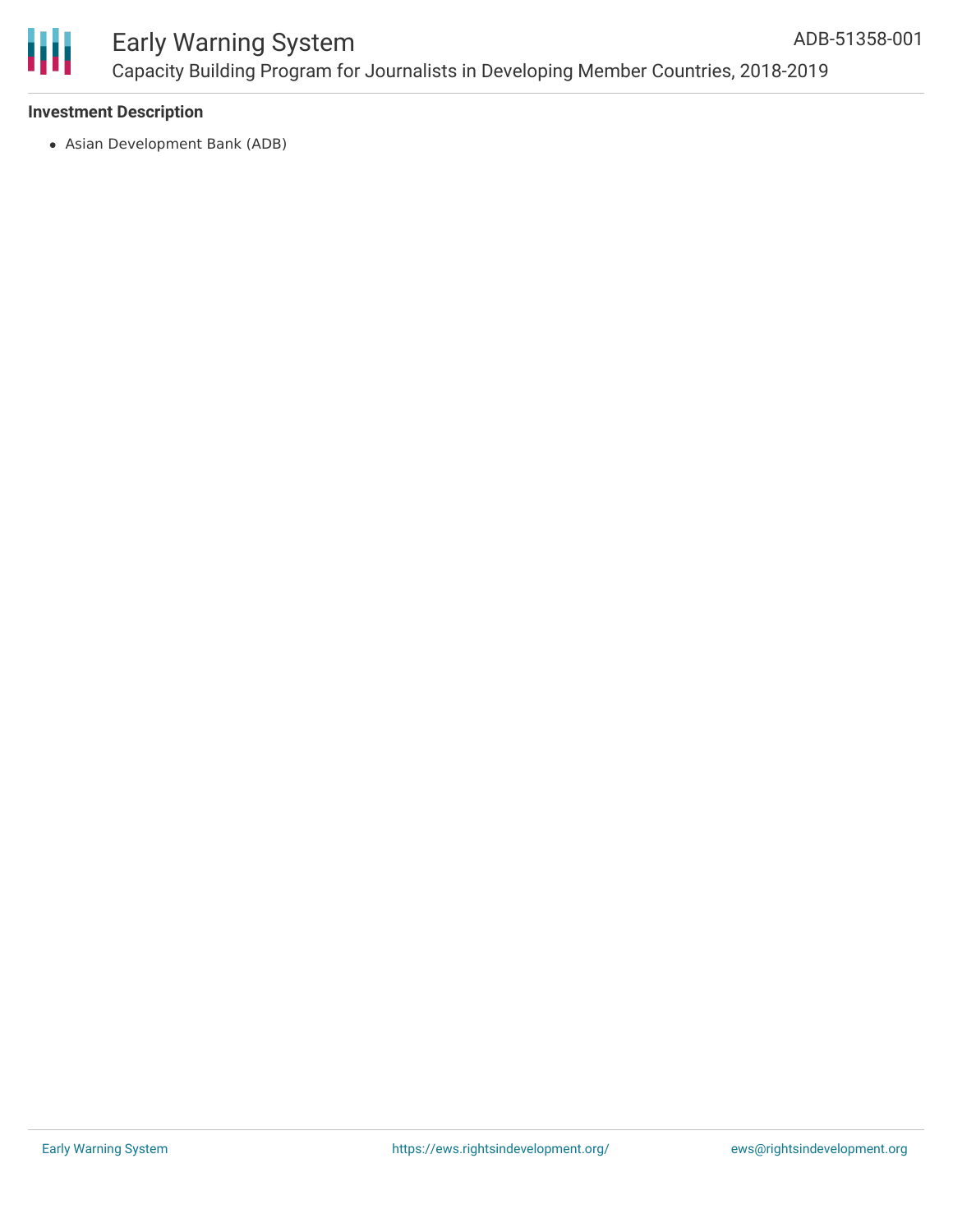### Investment Description

- Asian Development Bank (ADB)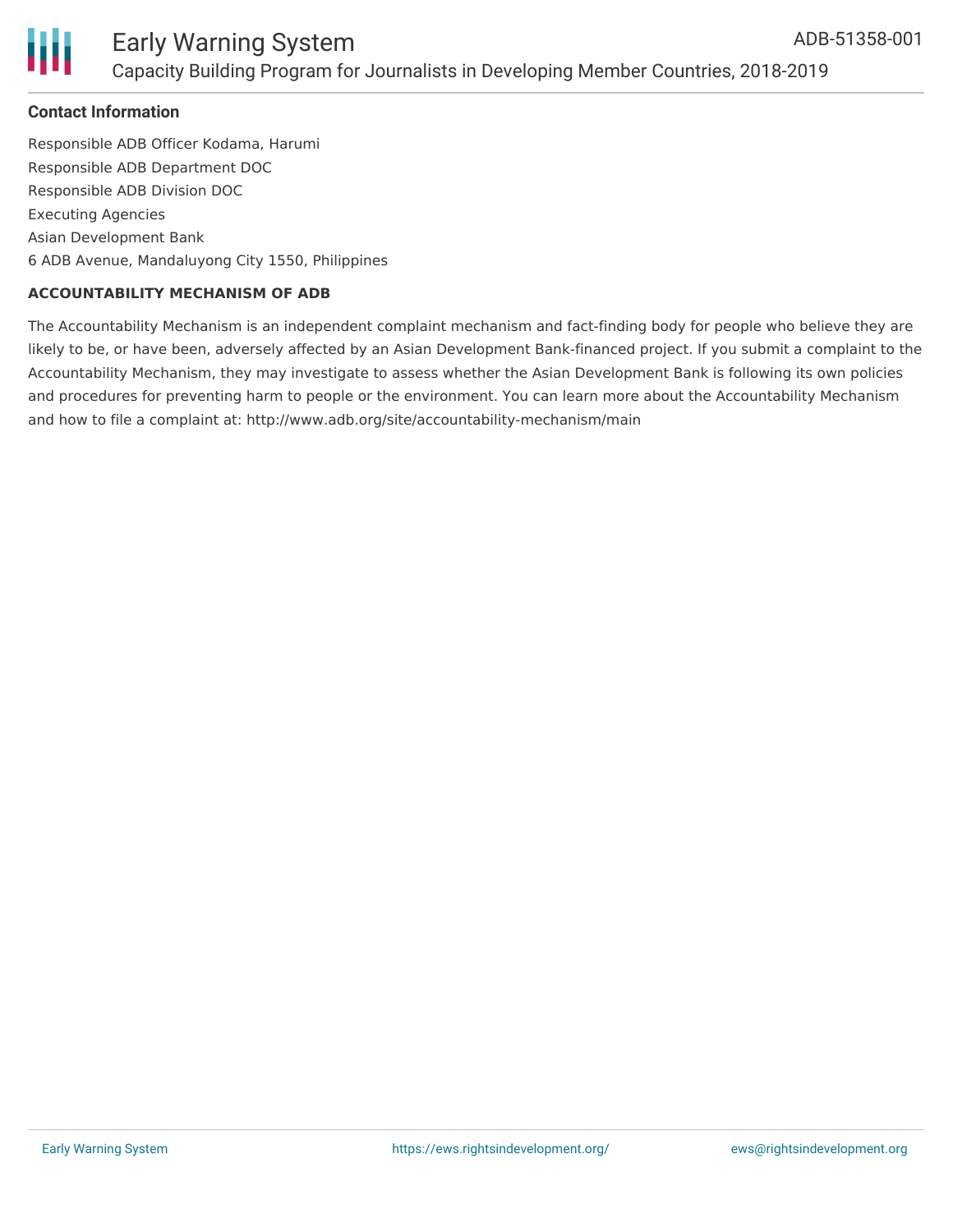#### Contact Information

Responsible ADB Officer Kodama, Harumi
Responsible ADB Department DOC
Responsible ADB Division DOC
Executing Agencies
Asian Development Bank
6 ADB Avenue, Mandaluyong City 1550, Philippines

**ACCOUNTABILITY MECHANISM OF ADB**

The Accountability Mechanism is an independent complaint mechanism and fact-finding body for people who believe they are likely to be, or have been, adversely affected by an Asian Development Bank-financed project. If you submit a complaint to the Accountability Mechanism, they may investigate to assess whether the Asian Development Bank is following its own policies and procedures for preventing harm to people or the environment. You can learn more about the Accountability Mechanism and how to file a complaint at: http://www.adb.org/site/accountability-mechanism/main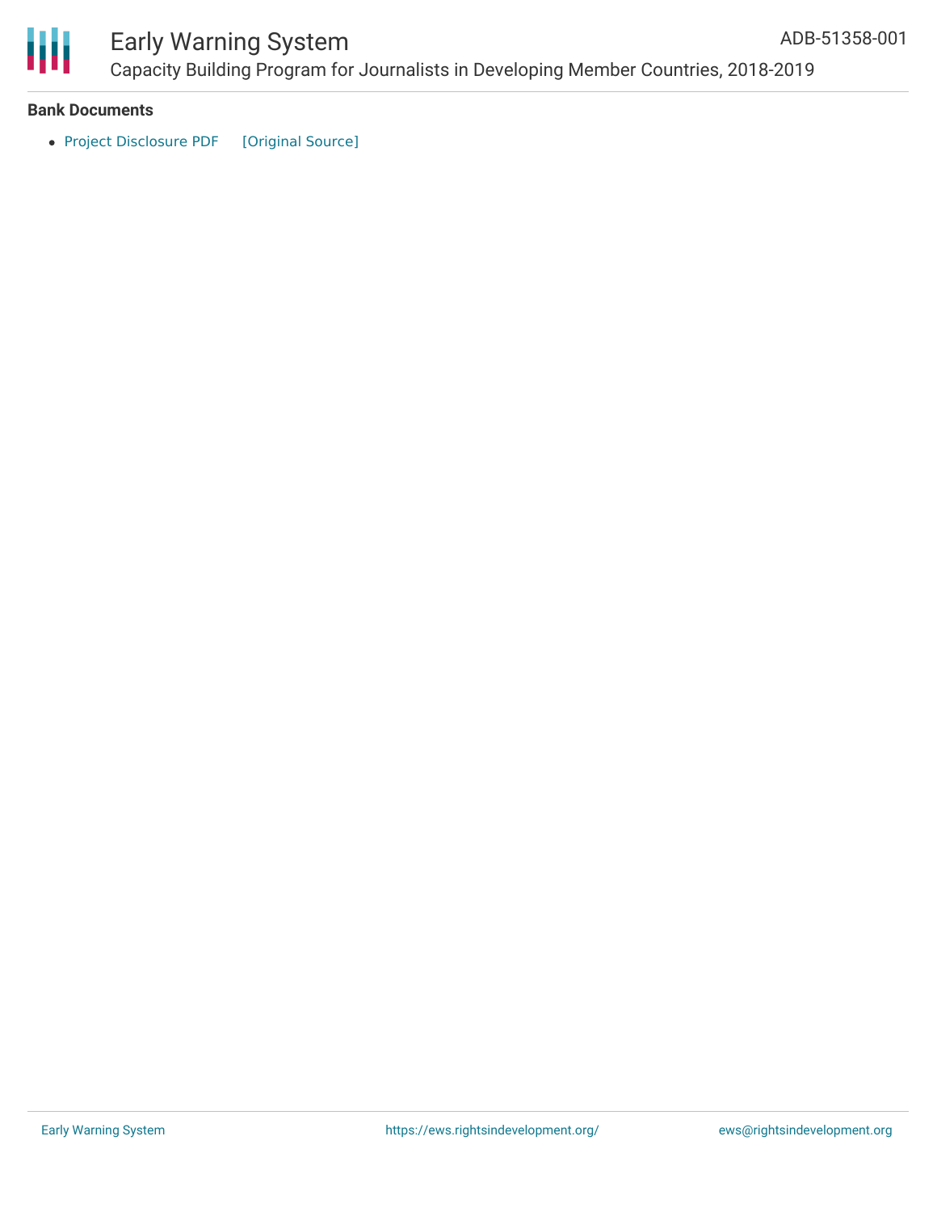**Bank Documents**

- Project Disclosure PDF [Original Source]